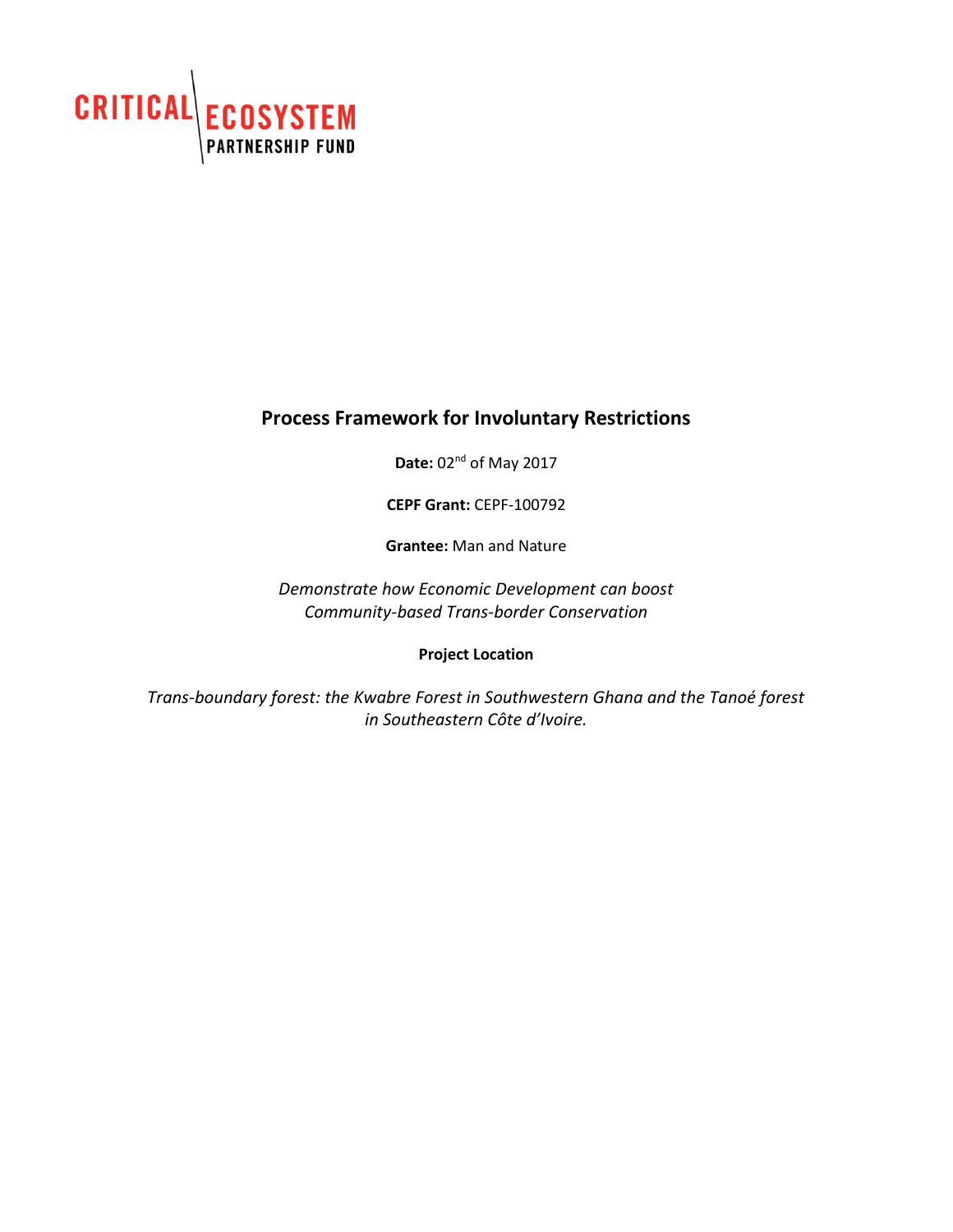CRITICAL ECOSYSTEM PARTNERSHIP FUND

# Process Framework for Involuntary Restrictions

**Date:** 02nd of May 2017

**CEPF Grant:** CEPF-100792

**Grantee:** Man and Nature

*Demonstrate how Economic Development can boost Community-based Trans-border Conservation*

**Project Location**

*Trans-boundary forest: the Kwabre Forest in Southwestern Ghana and the Tanoé forest in Southeastern Côte d'Ivoire.*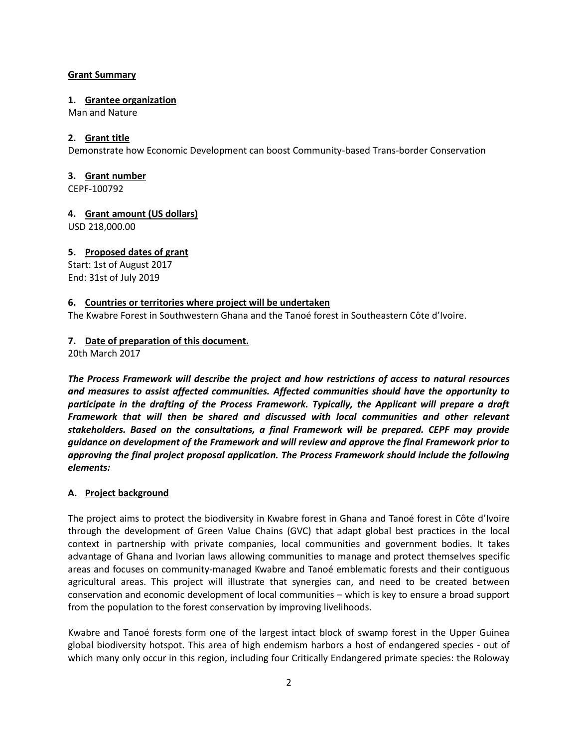**Grant Summary**

**1. Grantee organization**

Man and Nature

**2. Grant title**

Demonstrate how Economic Development can boost Community-based Trans-border Conservation

**3. Grant number**

CEPF-100792

**4. Grant amount (US dollars)**

USD 218,000.00

**5. Proposed dates of grant**

Start: 1st of August 2017
End: 31st of July 2019

**6. Countries or territories where project will be undertaken**

The Kwabre Forest in Southwestern Ghana and the Tanoé forest in Southeastern Côte d'Ivoire.

**7. Date of preparation of this document.**

20th March 2017

***The Process Framework will describe the project and how restrictions of access to natural resources and measures to assist affected communities. Affected communities should have the opportunity to participate in the drafting of the Process Framework. Typically, the Applicant will prepare a draft Framework that will then be shared and discussed with local communities and other relevant stakeholders. Based on the consultations, a final Framework will be prepared. CEPF may provide guidance on development of the Framework and will review and approve the final Framework prior to approving the final project proposal application. The Process Framework should include the following elements:***

**A. Project background**

The project aims to protect the biodiversity in Kwabre forest in Ghana and Tanoé forest in Côte d'Ivoire through the development of Green Value Chains (GVC) that adapt global best practices in the local context in partnership with private companies, local communities and government bodies. It takes advantage of Ghana and Ivorian laws allowing communities to manage and protect themselves specific areas and focuses on community-managed Kwabre and Tanoé emblematic forests and their contiguous agricultural areas. This project will illustrate that synergies can, and need to be created between conservation and economic development of local communities – which is key to ensure a broad support from the population to the forest conservation by improving livelihoods.

Kwabre and Tanoé forests form one of the largest intact block of swamp forest in the Upper Guinea global biodiversity hotspot. This area of high endemism harbors a host of endangered species - out of which many only occur in this region, including four Critically Endangered primate species: the Roloway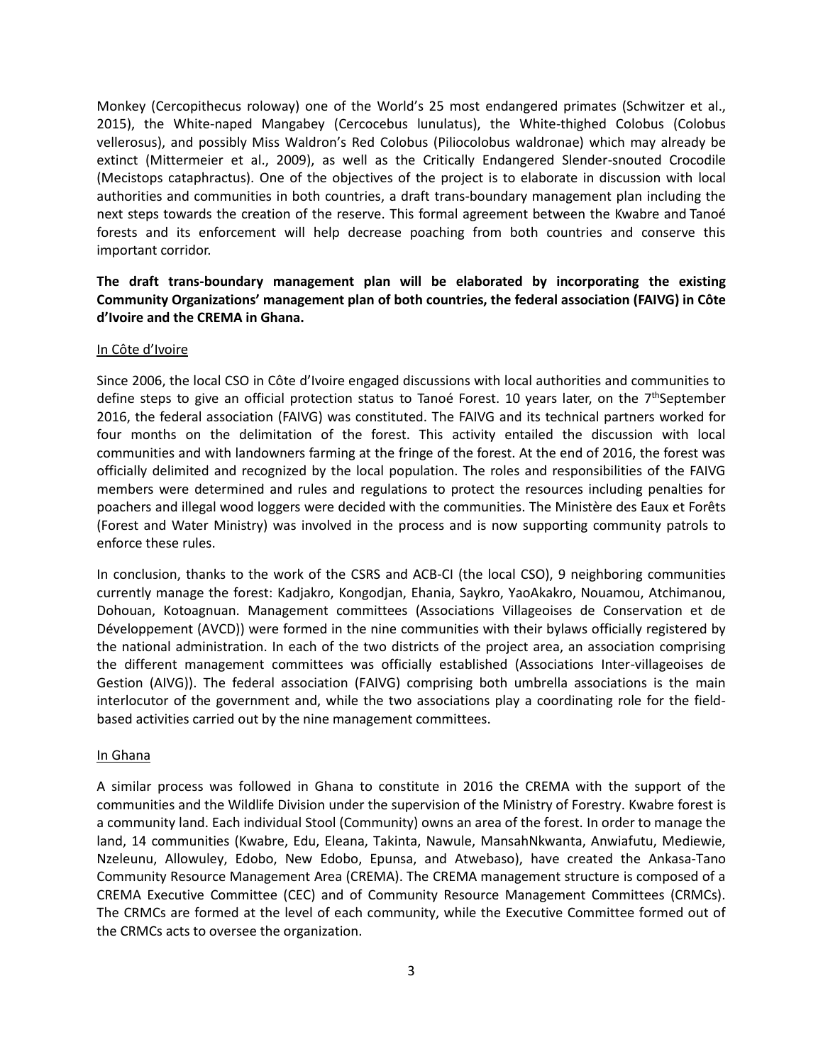Monkey (Cercopithecus roloway) one of the World's 25 most endangered primates (Schwitzer et al., 2015), the White-naped Mangabey (Cercocebus lunulatus), the White-thighed Colobus (Colobus vellerosus), and possibly Miss Waldron's Red Colobus (Piliocolobus waldronae) which may already be extinct (Mittermeier et al., 2009), as well as the Critically Endangered Slender-snouted Crocodile (Mecistops cataphractus). One of the objectives of the project is to elaborate in discussion with local authorities and communities in both countries, a draft trans-boundary management plan including the next steps towards the creation of the reserve. This formal agreement between the Kwabre and Tanoé forests and its enforcement will help decrease poaching from both countries and conserve this important corridor.

**The draft trans-boundary management plan will be elaborated by incorporating the existing Community Organizations' management plan of both countries, the federal association (FAIVG) in Côte d'Ivoire and the CREMA in Ghana.**

In Côte d'Ivoire

Since 2006, the local CSO in Côte d'Ivoire engaged discussions with local authorities and communities to define steps to give an official protection status to Tanoé Forest. 10 years later, on the 7thSeptember 2016, the federal association (FAIVG) was constituted. The FAIVG and its technical partners worked for four months on the delimitation of the forest. This activity entailed the discussion with local communities and with landowners farming at the fringe of the forest. At the end of 2016, the forest was officially delimited and recognized by the local population. The roles and responsibilities of the FAIVG members were determined and rules and regulations to protect the resources including penalties for poachers and illegal wood loggers were decided with the communities. The Ministère des Eaux et Forêts (Forest and Water Ministry) was involved in the process and is now supporting community patrols to enforce these rules.

In conclusion, thanks to the work of the CSRS and ACB-CI (the local CSO), 9 neighboring communities currently manage the forest: Kadjakro, Kongodjan, Ehania, Saykro, YaoAkakro, Nouamou, Atchimanou, Dohouan, Kotoagnuan. Management committees (Associations Villageoises de Conservation et de Développement (AVCD)) were formed in the nine communities with their bylaws officially registered by the national administration. In each of the two districts of the project area, an association comprising the different management committees was officially established (Associations Inter-villageoises de Gestion (AIVG)). The federal association (FAIVG) comprising both umbrella associations is the main interlocutor of the government and, while the two associations play a coordinating role for the field-based activities carried out by the nine management committees.

In Ghana

A similar process was followed in Ghana to constitute in 2016 the CREMA with the support of the communities and the Wildlife Division under the supervision of the Ministry of Forestry. Kwabre forest is a community land. Each individual Stool (Community) owns an area of the forest. In order to manage the land, 14 communities (Kwabre, Edu, Eleana, Takinta, Nawule, MansahNkwanta, Anwiafutu, Mediewie, Nzeleunu, Allowuley, Edobo, New Edobo, Epunsa, and Atwebaso), have created the Ankasa-Tano Community Resource Management Area (CREMA). The CREMA management structure is composed of a CREMA Executive Committee (CEC) and of Community Resource Management Committees (CRMCs). The CRMCs are formed at the level of each community, while the Executive Committee formed out of the CRMCs acts to oversee the organization.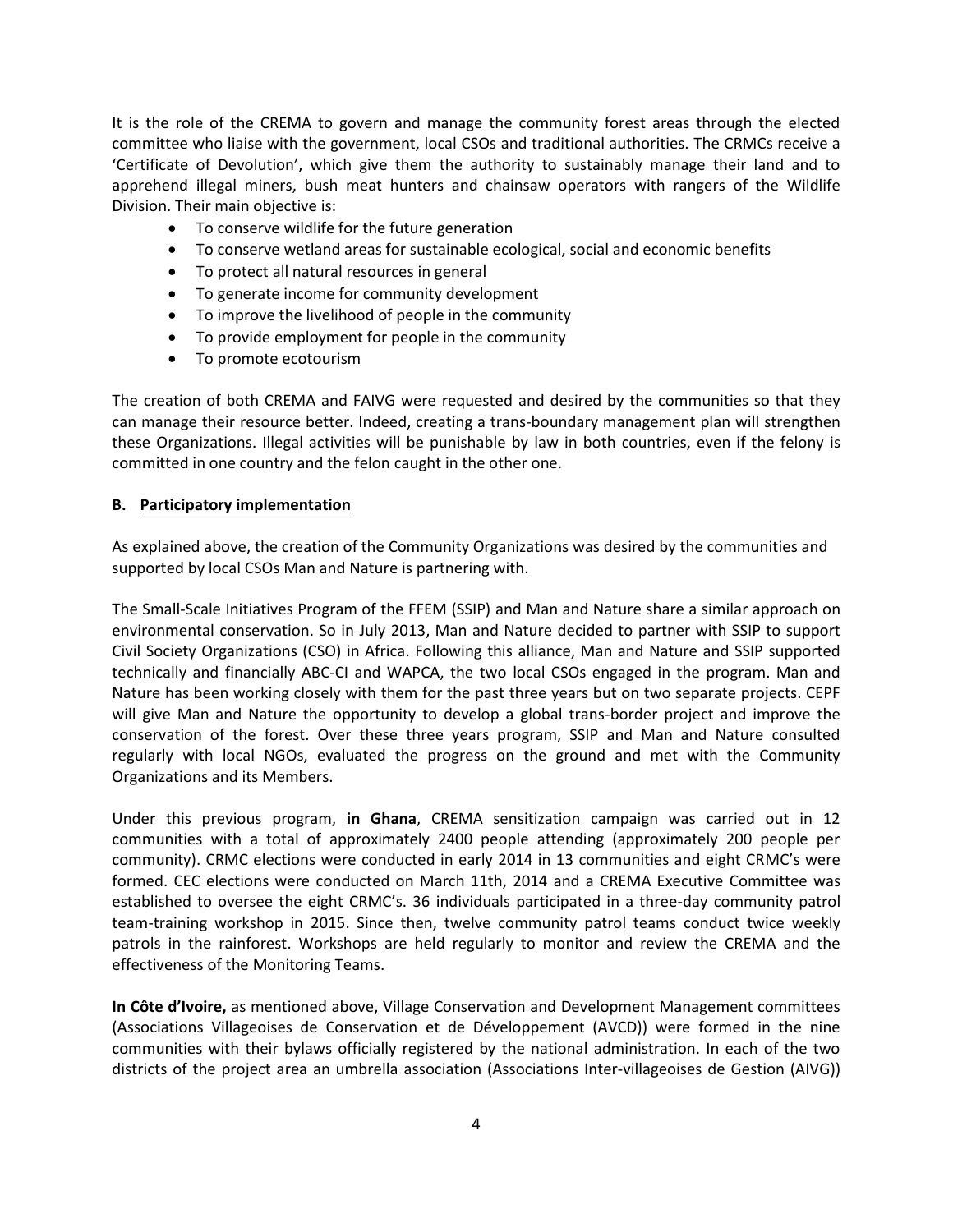It is the role of the CREMA to govern and manage the community forest areas through the elected committee who liaise with the government, local CSOs and traditional authorities. The CRMCs receive a 'Certificate of Devolution', which give them the authority to sustainably manage their land and to apprehend illegal miners, bush meat hunters and chainsaw operators with rangers of the Wildlife Division. Their main objective is:

- To conserve wildlife for the future generation
- To conserve wetland areas for sustainable ecological, social and economic benefits
- To protect all natural resources in general
- To generate income for community development
- To improve the livelihood of people in the community
- To provide employment for people in the community
- To promote ecotourism

The creation of both CREMA and FAIVG were requested and desired by the communities so that they can manage their resource better. Indeed, creating a trans-boundary management plan will strengthen these Organizations. Illegal activities will be punishable by law in both countries, even if the felony is committed in one country and the felon caught in the other one.

**B. Participatory implementation**

As explained above, the creation of the Community Organizations was desired by the communities and supported by local CSOs Man and Nature is partnering with.

The Small-Scale Initiatives Program of the FFEM (SSIP) and Man and Nature share a similar approach on environmental conservation. So in July 2013, Man and Nature decided to partner with SSIP to support Civil Society Organizations (CSO) in Africa. Following this alliance, Man and Nature and SSIP supported technically and financially ABC-CI and WAPCA, the two local CSOs engaged in the program. Man and Nature has been working closely with them for the past three years but on two separate projects. CEPF will give Man and Nature the opportunity to develop a global trans-border project and improve the conservation of the forest. Over these three years program, SSIP and Man and Nature consulted regularly with local NGOs, evaluated the progress on the ground and met with the Community Organizations and its Members.

Under this previous program, **in Ghana**, CREMA sensitization campaign was carried out in 12 communities with a total of approximately 2400 people attending (approximately 200 people per community). CRMC elections were conducted in early 2014 in 13 communities and eight CRMC's were formed. CEC elections were conducted on March 11th, 2014 and a CREMA Executive Committee was established to oversee the eight CRMC's. 36 individuals participated in a three-day community patrol team-training workshop in 2015. Since then, twelve community patrol teams conduct twice weekly patrols in the rainforest. Workshops are held regularly to monitor and review the CREMA and the effectiveness of the Monitoring Teams.

**In Côte d'Ivoire,** as mentioned above, Village Conservation and Development Management committees (Associations Villageoises de Conservation et de Développement (AVCD)) were formed in the nine communities with their bylaws officially registered by the national administration. In each of the two districts of the project area an umbrella association (Associations Inter-villageoises de Gestion (AIVG))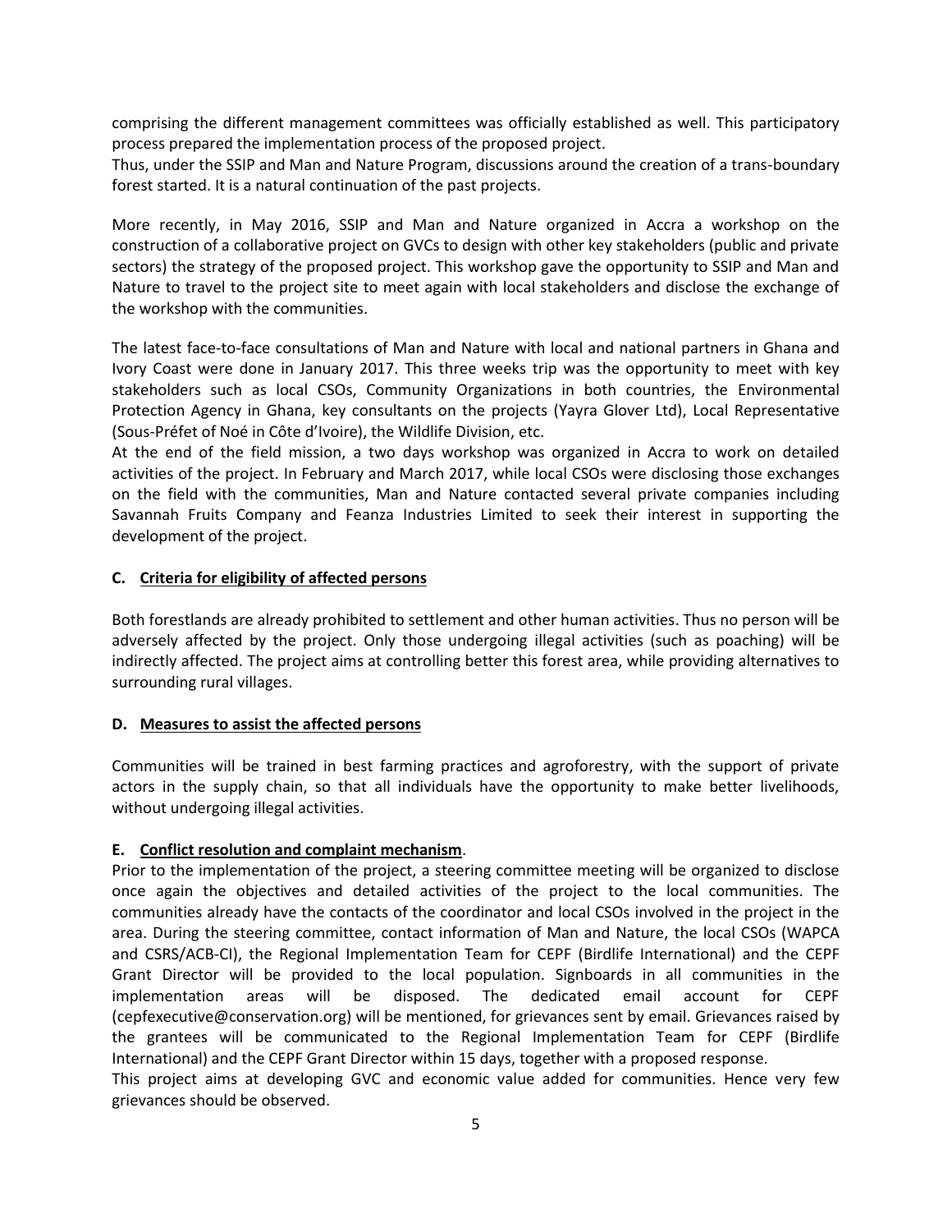comprising the different management committees was officially established as well. This participatory process prepared the implementation process of the proposed project.
Thus, under the SSIP and Man and Nature Program, discussions around the creation of a trans-boundary forest started. It is a natural continuation of the past projects.

More recently, in May 2016, SSIP and Man and Nature organized in Accra a workshop on the construction of a collaborative project on GVCs to design with other key stakeholders (public and private sectors) the strategy of the proposed project. This workshop gave the opportunity to SSIP and Man and Nature to travel to the project site to meet again with local stakeholders and disclose the exchange of the workshop with the communities.

The latest face-to-face consultations of Man and Nature with local and national partners in Ghana and Ivory Coast were done in January 2017. This three weeks trip was the opportunity to meet with key stakeholders such as local CSOs, Community Organizations in both countries, the Environmental Protection Agency in Ghana, key consultants on the projects (Yayra Glover Ltd), Local Representative (Sous-Préfet of Noé in Côte d'Ivoire), the Wildlife Division, etc.
At the end of the field mission, a two days workshop was organized in Accra to work on detailed activities of the project. In February and March 2017, while local CSOs were disclosing those exchanges on the field with the communities, Man and Nature contacted several private companies including Savannah Fruits Company and Feanza Industries Limited to seek their interest in supporting the development of the project.

#### C. <u>Criteria for eligibility of affected persons</u>

Both forestlands are already prohibited to settlement and other human activities. Thus no person will be adversely affected by the project. Only those undergoing illegal activities (such as poaching) will be indirectly affected. The project aims at controlling better this forest area, while providing alternatives to surrounding rural villages.

#### D. <u>Measures to assist the affected persons</u>

Communities will be trained in best farming practices and agroforestry, with the support of private actors in the supply chain, so that all individuals have the opportunity to make better livelihoods, without undergoing illegal activities.

#### E. <u>Conflict resolution and complaint mechanism</u>.

Prior to the implementation of the project, a steering committee meeting will be organized to disclose once again the objectives and detailed activities of the project to the local communities. The communities already have the contacts of the coordinator and local CSOs involved in the project in the area. During the steering committee, contact information of Man and Nature, the local CSOs (WAPCA and CSRS/ACB-CI), the Regional Implementation Team for CEPF (Birdlife International) and the CEPF Grant Director will be provided to the local population. Signboards in all communities in the implementation areas will be disposed. The dedicated email account for CEPF (cepfexecutive@conservation.org) will be mentioned, for grievances sent by email. Grievances raised by the grantees will be communicated to the Regional Implementation Team for CEPF (Birdlife International) and the CEPF Grant Director within 15 days, together with a proposed response.
This project aims at developing GVC and economic value added for communities. Hence very few grievances should be observed.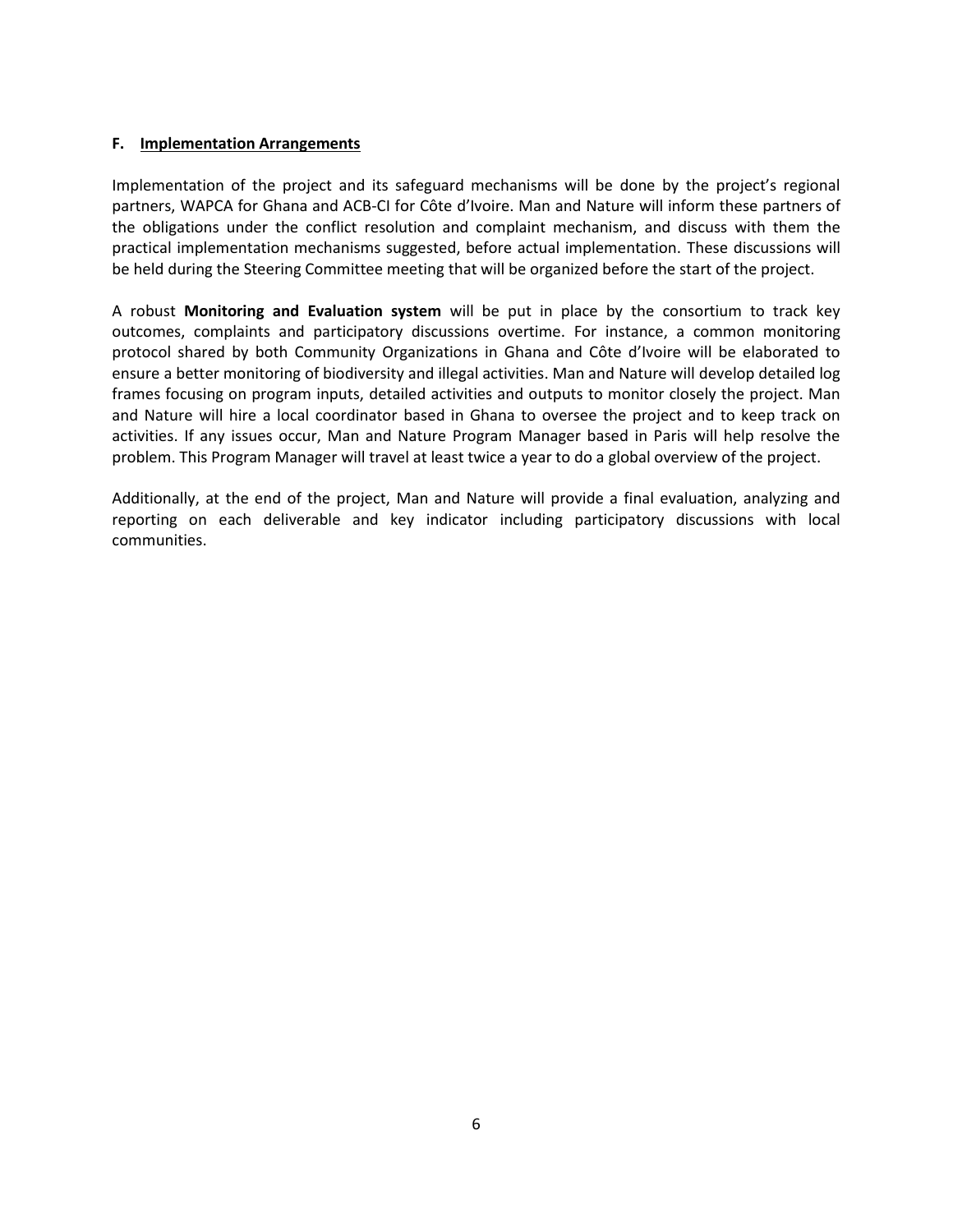## F. Implementation Arrangements

Implementation of the project and its safeguard mechanisms will be done by the project's regional partners, WAPCA for Ghana and ACB-CI for Côte d'Ivoire. Man and Nature will inform these partners of the obligations under the conflict resolution and complaint mechanism, and discuss with them the practical implementation mechanisms suggested, before actual implementation. These discussions will be held during the Steering Committee meeting that will be organized before the start of the project.

A robust **Monitoring and Evaluation system** will be put in place by the consortium to track key outcomes, complaints and participatory discussions overtime. For instance, a common monitoring protocol shared by both Community Organizations in Ghana and Côte d'Ivoire will be elaborated to ensure a better monitoring of biodiversity and illegal activities. Man and Nature will develop detailed log frames focusing on program inputs, detailed activities and outputs to monitor closely the project. Man and Nature will hire a local coordinator based in Ghana to oversee the project and to keep track on activities. If any issues occur, Man and Nature Program Manager based in Paris will help resolve the problem. This Program Manager will travel at least twice a year to do a global overview of the project.

Additionally, at the end of the project, Man and Nature will provide a final evaluation, analyzing and reporting on each deliverable and key indicator including participatory discussions with local communities.